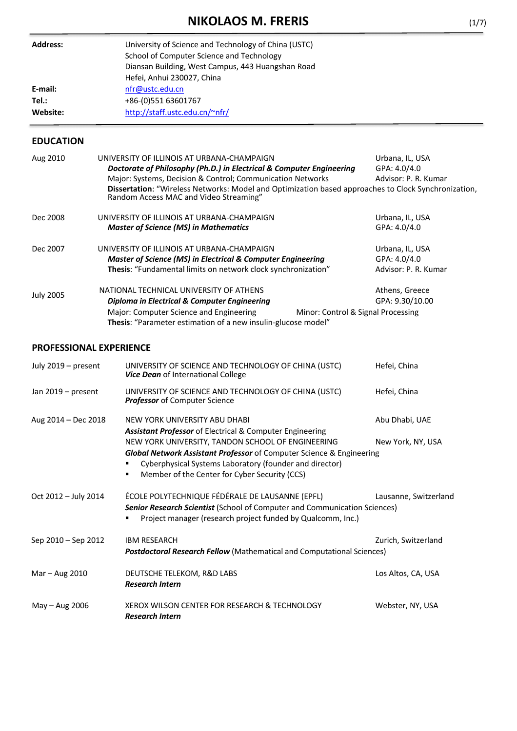# NIKOLAOS M. FRERIS

| | |
|---|---|
| **Address:** | University of Science and Technology of China (USTC)<br>School of Computer Science and Technology<br>Diansan Building, West Campus, 443 Huangshan Road<br>Hefei, Anhui 230027, China |
| **E-mail:** | nfr@ustc.edu.cn |
| **Tel.:** | +86-(0)551 63601767 |
| **Website:** | http://staff.ustc.edu.cn/~nfr/ |

## EDUCATION

**Aug 2010** — UNIVERSITY OF ILLINOIS AT URBANA-CHAMPAIGN — Urbana, IL, USA
***Doctorate of Philosophy (Ph.D.) in Electrical & Computer Engineering*** — GPA: 4.0/4.0
Major: Systems, Decision & Control; Communication Networks — Advisor: P. R. Kumar
**Dissertation**: "Wireless Networks: Model and Optimization based approaches to Clock Synchronization, Random Access MAC and Video Streaming"

**Dec 2008** — UNIVERSITY OF ILLINOIS AT URBANA-CHAMPAIGN — Urbana, IL, USA
***Master of Science (MS) in Mathematics*** — GPA: 4.0/4.0

**Dec 2007** — UNIVERSITY OF ILLINOIS AT URBANA-CHAMPAIGN — Urbana, IL, USA
***Master of Science (MS) in Electrical & Computer Engineering*** — GPA: 4.0/4.0
**Thesis**: "Fundamental limits on network clock synchronization" — Advisor: P. R. Kumar

**July 2005** — NATIONAL TECHNICAL UNIVERSITY OF ATHENS — Athens, Greece
***Diploma in Electrical & Computer Engineering*** — GPA: 9.30/10.00
Major: Computer Science and Engineering — Minor: Control & Signal Processing
**Thesis**: "Parameter estimation of a new insulin-glucose model"

## PROFESSIONAL EXPERIENCE

**July 2019 – present** — UNIVERSITY OF SCIENCE AND TECHNOLOGY OF CHINA (USTC) — Hefei, China
***Vice Dean*** of International College

**Jan 2019 – present** — UNIVERSITY OF SCIENCE AND TECHNOLOGY OF CHINA (USTC) — Hefei, China
***Professor*** of Computer Science

**Aug 2014 – Dec 2018** — NEW YORK UNIVERSITY ABU DHABI — Abu Dhabi, UAE
***Assistant Professor*** of Electrical & Computer Engineering
NEW YORK UNIVERSITY, TANDON SCHOOL OF ENGINEERING — New York, NY, USA
***Global Network Assistant Professor*** of Computer Science & Engineering
- Cyberphysical Systems Laboratory (founder and director)
- Member of the Center for Cyber Security (CCS)

**Oct 2012 – July 2014** — ÉCOLE POLYTECHNIQUE FÉDÉRALE DE LAUSANNE (EPFL) — Lausanne, Switzerland
***Senior Research Scientist*** (School of Computer and Communication Sciences)
- Project manager (research project funded by Qualcomm, Inc.)

**Sep 2010 – Sep 2012** — IBM RESEARCH — Zurich, Switzerland
***Postdoctoral Research Fellow*** (Mathematical and Computational Sciences)

**Mar – Aug 2010** — DEUTSCHE TELEKOM, R&D LABS — Los Altos, CA, USA
***Research Intern***

**May – Aug 2006** — XEROX WILSON CENTER FOR RESEARCH & TECHNOLOGY — Webster, NY, USA
***Research Intern***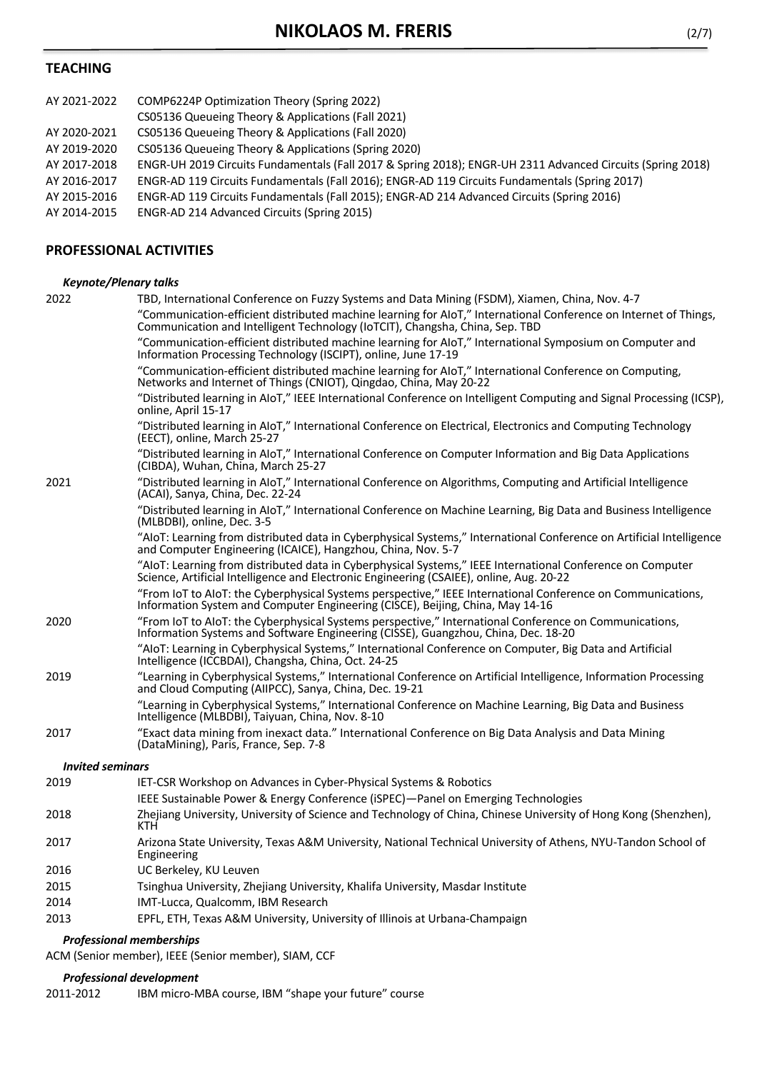## TEACHING

| | |
|---|---|
| AY 2021-2022 | COMP6224P Optimization Theory (Spring 2022) |
| | CS05136 Queueing Theory & Applications (Fall 2021) |
| AY 2020-2021 | CS05136 Queueing Theory & Applications (Fall 2020) |
| AY 2019-2020 | CS05136 Queueing Theory & Applications (Spring 2020) |
| AY 2017-2018 | ENGR-UH 2019 Circuits Fundamentals (Fall 2017 & Spring 2018); ENGR-UH 2311 Advanced Circuits (Spring 2018) |
| AY 2016-2017 | ENGR-AD 119 Circuits Fundamentals (Fall 2016); ENGR-AD 119 Circuits Fundamentals (Spring 2017) |
| AY 2015-2016 | ENGR-AD 119 Circuits Fundamentals (Fall 2015); ENGR-AD 214 Advanced Circuits (Spring 2016) |
| AY 2014-2015 | ENGR-AD 214 Advanced Circuits (Spring 2015) |

## PROFESSIONAL ACTIVITIES

### *Keynote/Plenary talks*

| | |
|---|---|
| 2022 | TBD, International Conference on Fuzzy Systems and Data Mining (FSDM), Xiamen, China, Nov. 4-7 |
| | "Communication-efficient distributed machine learning for AIoT," International Conference on Internet of Things, Communication and Intelligent Technology (IoTCIT), Changsha, China, Sep. TBD |
| | "Communication-efficient distributed machine learning for AIoT," International Symposium on Computer and Information Processing Technology (ISCIPT), online, June 17-19 |
| | "Communication-efficient distributed machine learning for AIoT," International Conference on Computing, Networks and Internet of Things (CNIOT), Qingdao, China, May 20-22 |
| | "Distributed learning in AIoT," IEEE International Conference on Intelligent Computing and Signal Processing (ICSP), online, April 15-17 |
| | "Distributed learning in AIoT," International Conference on Electrical, Electronics and Computing Technology (EECT), online, March 25-27 |
| | "Distributed learning in AIoT," International Conference on Computer Information and Big Data Applications (CIBDA), Wuhan, China, March 25-27 |
| 2021 | "Distributed learning in AIoT," International Conference on Algorithms, Computing and Artificial Intelligence (ACAI), Sanya, China, Dec. 22-24 |
| | "Distributed learning in AIoT," International Conference on Machine Learning, Big Data and Business Intelligence (MLBDBI), online, Dec. 3-5 |
| | "AIoT: Learning from distributed data in Cyberphysical Systems," International Conference on Artificial Intelligence and Computer Engineering (ICAICE), Hangzhou, China, Nov. 5-7 |
| | "AIoT: Learning from distributed data in Cyberphysical Systems," IEEE International Conference on Computer Science, Artificial Intelligence and Electronic Engineering (CSAIEE), online, Aug. 20-22 |
| | "From IoT to AIoT: the Cyberphysical Systems perspective," IEEE International Conference on Communications, Information System and Computer Engineering (CISCE), Beijing, China, May 14-16 |
| 2020 | "From IoT to AIoT: the Cyberphysical Systems perspective," International Conference on Communications, Information Systems and Software Engineering (CISSE), Guangzhou, China, Dec. 18-20 |
| | "AIoT: Learning in Cyberphysical Systems," International Conference on Computer, Big Data and Artificial Intelligence (ICCBDAI), Changsha, China, Oct. 24-25 |
| 2019 | "Learning in Cyberphysical Systems," International Conference on Artificial Intelligence, Information Processing and Cloud Computing (AIIPCC), Sanya, China, Dec. 19-21 |
| | "Learning in Cyberphysical Systems," International Conference on Machine Learning, Big Data and Business Intelligence (MLBDBI), Taiyuan, China, Nov. 8-10 |
| 2017 | "Exact data mining from inexact data." International Conference on Big Data Analysis and Data Mining (DataMining), Paris, France, Sep. 7-8 |

### *Invited seminars*

| | |
|---|---|
| 2019 | IET-CSR Workshop on Advances in Cyber-Physical Systems & Robotics |
| | IEEE Sustainable Power & Energy Conference (iSPEC)—Panel on Emerging Technologies |
| 2018 | Zhejiang University, University of Science and Technology of China, Chinese University of Hong Kong (Shenzhen), KTH |
| 2017 | Arizona State University, Texas A&M University, National Technical University of Athens, NYU-Tandon School of Engineering |
| 2016 | UC Berkeley, KU Leuven |
| 2015 | Tsinghua University, Zhejiang University, Khalifa University, Masdar Institute |
| 2014 | IMT-Lucca, Qualcomm, IBM Research |
| 2013 | EPFL, ETH, Texas A&M University, University of Illinois at Urbana-Champaign |

### *Professional memberships*

ACM (Senior member), IEEE (Senior member), SIAM, CCF

### *Professional development*

| | |
|---|---|
| 2011-2012 | IBM micro-MBA course, IBM "shape your future" course |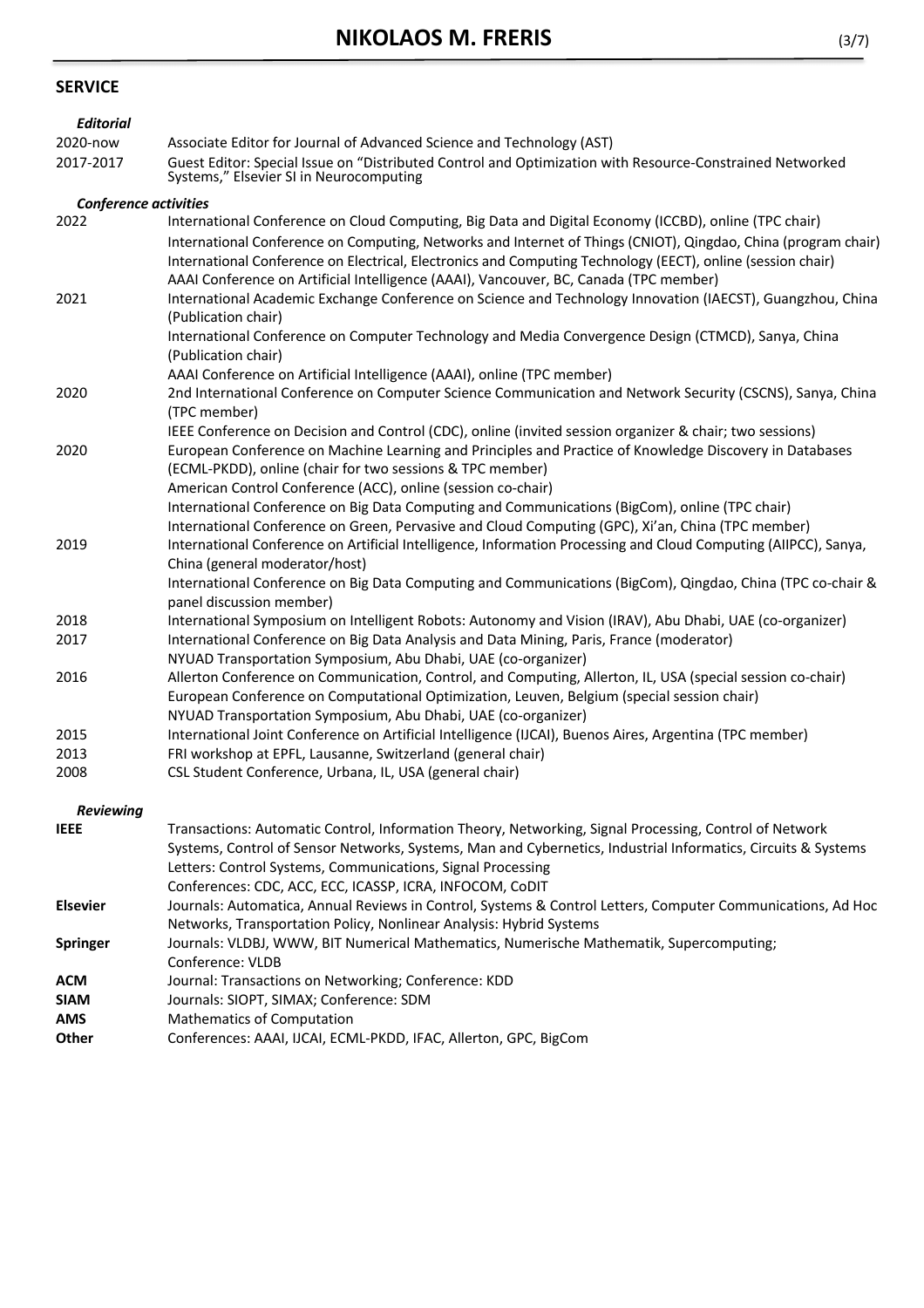## SERVICE

### *Editorial*

| | |
|---|---|
| 2020-now | Associate Editor for Journal of Advanced Science and Technology (AST) |
| 2017-2017 | Guest Editor: Special Issue on "Distributed Control and Optimization with Resource-Constrained Networked Systems," Elsevier SI in Neurocomputing |

### *Conference activities*

| | |
|---|---|
| 2022 | International Conference on Cloud Computing, Big Data and Digital Economy (ICCBD), online (TPC chair) |
| | International Conference on Computing, Networks and Internet of Things (CNIOT), Qingdao, China (program chair) |
| | International Conference on Electrical, Electronics and Computing Technology (EECT), online (session chair) |
| | AAAI Conference on Artificial Intelligence (AAAI), Vancouver, BC, Canada (TPC member) |
| 2021 | International Academic Exchange Conference on Science and Technology Innovation (IAECST), Guangzhou, China (Publication chair) |
| | International Conference on Computer Technology and Media Convergence Design (CTMCD), Sanya, China (Publication chair) |
| | AAAI Conference on Artificial Intelligence (AAAI), online (TPC member) |
| 2020 | 2nd International Conference on Computer Science Communication and Network Security (CSCNS), Sanya, China (TPC member) |
| | IEEE Conference on Decision and Control (CDC), online (invited session organizer & chair; two sessions) |
| 2020 | European Conference on Machine Learning and Principles and Practice of Knowledge Discovery in Databases (ECML-PKDD), online (chair for two sessions & TPC member) |
| | American Control Conference (ACC), online (session co-chair) |
| | International Conference on Big Data Computing and Communications (BigCom), online (TPC chair) |
| | International Conference on Green, Pervasive and Cloud Computing (GPC), Xi'an, China (TPC member) |
| 2019 | International Conference on Artificial Intelligence, Information Processing and Cloud Computing (AIIPCC), Sanya, China (general moderator/host) |
| | International Conference on Big Data Computing and Communications (BigCom), Qingdao, China (TPC co-chair & panel discussion member) |
| 2018 | International Symposium on Intelligent Robots: Autonomy and Vision (IRAV), Abu Dhabi, UAE (co-organizer) |
| 2017 | International Conference on Big Data Analysis and Data Mining, Paris, France (moderator) |
| | NYUAD Transportation Symposium, Abu Dhabi, UAE (co-organizer) |
| 2016 | Allerton Conference on Communication, Control, and Computing, Allerton, IL, USA (special session co-chair) |
| | European Conference on Computational Optimization, Leuven, Belgium (special session chair) |
| | NYUAD Transportation Symposium, Abu Dhabi, UAE (co-organizer) |
| 2015 | International Joint Conference on Artificial Intelligence (IJCAI), Buenos Aires, Argentina (TPC member) |
| 2013 | FRI workshop at EPFL, Lausanne, Switzerland (general chair) |
| 2008 | CSL Student Conference, Urbana, IL, USA (general chair) |

### *Reviewing*

| | |
|---|---|
| **IEEE** | Transactions: Automatic Control, Information Theory, Networking, Signal Processing, Control of Network Systems, Control of Sensor Networks, Systems, Man and Cybernetics, Industrial Informatics, Circuits & Systems |
| | Letters: Control Systems, Communications, Signal Processing |
| | Conferences: CDC, ACC, ECC, ICASSP, ICRA, INFOCOM, CoDIT |
| **Elsevier** | Journals: Automatica, Annual Reviews in Control, Systems & Control Letters, Computer Communications, Ad Hoc Networks, Transportation Policy, Nonlinear Analysis: Hybrid Systems |
| **Springer** | Journals: VLDBJ, WWW, BIT Numerical Mathematics, Numerische Mathematik, Supercomputing; Conference: VLDB |
| **ACM** | Journal: Transactions on Networking; Conference: KDD |
| **SIAM** | Journals: SIOPT, SIMAX; Conference: SDM |
| **AMS** | Mathematics of Computation |
| **Other** | Conferences: AAAI, IJCAI, ECML-PKDD, IFAC, Allerton, GPC, BigCom |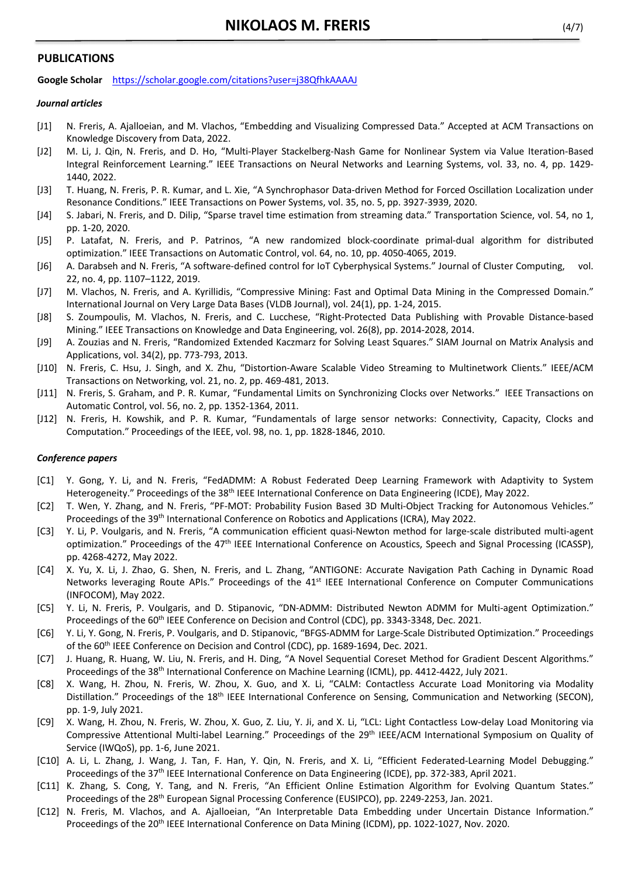## PUBLICATIONS

**Google Scholar** https://scholar.google.com/citations?user=j38QfhkAAAAJ

### *Journal articles*

- [J1] N. Freris, A. Ajalloeian, and M. Vlachos, "Embedding and Visualizing Compressed Data." Accepted at ACM Transactions on Knowledge Discovery from Data, 2022.
- [J2] M. Li, J. Qin, N. Freris, and D. Ho, "Multi-Player Stackelberg-Nash Game for Nonlinear System via Value Iteration-Based Integral Reinforcement Learning." IEEE Transactions on Neural Networks and Learning Systems, vol. 33, no. 4, pp. 1429-1440, 2022.
- [J3] T. Huang, N. Freris, P. R. Kumar, and L. Xie, "A Synchrophasor Data-driven Method for Forced Oscillation Localization under Resonance Conditions." IEEE Transactions on Power Systems, vol. 35, no. 5, pp. 3927-3939, 2020.
- [J4] S. Jabari, N. Freris, and D. Dilip, "Sparse travel time estimation from streaming data." Transportation Science, vol. 54, no 1, pp. 1-20, 2020.
- [J5] P. Latafat, N. Freris, and P. Patrinos, "A new randomized block-coordinate primal-dual algorithm for distributed optimization." IEEE Transactions on Automatic Control, vol. 64, no. 10, pp. 4050-4065, 2019.
- [J6] A. Darabseh and N. Freris, "A software-defined control for IoT Cyberphysical Systems." Journal of Cluster Computing, vol. 22, no. 4, pp. 1107–1122, 2019.
- [J7] M. Vlachos, N. Freris, and A. Kyrillidis, "Compressive Mining: Fast and Optimal Data Mining in the Compressed Domain." International Journal on Very Large Data Bases (VLDB Journal), vol. 24(1), pp. 1-24, 2015.
- [J8] S. Zoumpoulis, M. Vlachos, N. Freris, and C. Lucchese, "Right-Protected Data Publishing with Provable Distance-based Mining." IEEE Transactions on Knowledge and Data Engineering, vol. 26(8), pp. 2014-2028, 2014.
- [J9] A. Zouzias and N. Freris, "Randomized Extended Kaczmarz for Solving Least Squares." SIAM Journal on Matrix Analysis and Applications, vol. 34(2), pp. 773-793, 2013.
- [J10] N. Freris, C. Hsu, J. Singh, and X. Zhu, "Distortion-Aware Scalable Video Streaming to Multinetwork Clients." IEEE/ACM Transactions on Networking, vol. 21, no. 2, pp. 469-481, 2013.
- [J11] N. Freris, S. Graham, and P. R. Kumar, "Fundamental Limits on Synchronizing Clocks over Networks." IEEE Transactions on Automatic Control, vol. 56, no. 2, pp. 1352-1364, 2011.
- [J12] N. Freris, H. Kowshik, and P. R. Kumar, "Fundamentals of large sensor networks: Connectivity, Capacity, Clocks and Computation." Proceedings of the IEEE, vol. 98, no. 1, pp. 1828-1846, 2010.

### *Conference papers*

- [C1] Y. Gong, Y. Li, and N. Freris, "FedADMM: A Robust Federated Deep Learning Framework with Adaptivity to System Heterogeneity." Proceedings of the 38th IEEE International Conference on Data Engineering (ICDE), May 2022.
- [C2] T. Wen, Y. Zhang, and N. Freris, "PF-MOT: Probability Fusion Based 3D Multi-Object Tracking for Autonomous Vehicles." Proceedings of the 39th International Conference on Robotics and Applications (ICRA), May 2022.
- [C3] Y. Li, P. Voulgaris, and N. Freris, "A communication efficient quasi-Newton method for large-scale distributed multi-agent optimization." Proceedings of the 47th IEEE International Conference on Acoustics, Speech and Signal Processing (ICASSP), pp. 4268-4272, May 2022.
- [C4] X. Yu, X. Li, J. Zhao, G. Shen, N. Freris, and L. Zhang, "ANTIGONE: Accurate Navigation Path Caching in Dynamic Road Networks leveraging Route APIs." Proceedings of the 41st IEEE International Conference on Computer Communications (INFOCOM), May 2022.
- [C5] Y. Li, N. Freris, P. Voulgaris, and D. Stipanovic, "DN-ADMM: Distributed Newton ADMM for Multi-agent Optimization." Proceedings of the 60th IEEE Conference on Decision and Control (CDC), pp. 3343-3348, Dec. 2021.
- [C6] Y. Li, Y. Gong, N. Freris, P. Voulgaris, and D. Stipanovic, "BFGS-ADMM for Large-Scale Distributed Optimization." Proceedings of the 60th IEEE Conference on Decision and Control (CDC), pp. 1689-1694, Dec. 2021.
- [C7] J. Huang, R. Huang, W. Liu, N. Freris, and H. Ding, "A Novel Sequential Coreset Method for Gradient Descent Algorithms." Proceedings of the 38th International Conference on Machine Learning (ICML), pp. 4412-4422, July 2021.
- [C8] X. Wang, H. Zhou, N. Freris, W. Zhou, X. Guo, and X. Li, "CALM: Contactless Accurate Load Monitoring via Modality Distillation." Proceedings of the 18th IEEE International Conference on Sensing, Communication and Networking (SECON), pp. 1-9, July 2021.
- [C9] X. Wang, H. Zhou, N. Freris, W. Zhou, X. Guo, Z. Liu, Y. Ji, and X. Li, "LCL: Light Contactless Low-delay Load Monitoring via Compressive Attentional Multi-label Learning." Proceedings of the 29th IEEE/ACM International Symposium on Quality of Service (IWQoS), pp. 1-6, June 2021.
- [C10] A. Li, L. Zhang, J. Wang, J. Tan, F. Han, Y. Qin, N. Freris, and X. Li, "Efficient Federated-Learning Model Debugging." Proceedings of the 37th IEEE International Conference on Data Engineering (ICDE), pp. 372-383, April 2021.
- [C11] K. Zhang, S. Cong, Y. Tang, and N. Freris, "An Efficient Online Estimation Algorithm for Evolving Quantum States." Proceedings of the 28th European Signal Processing Conference (EUSIPCO), pp. 2249-2253, Jan. 2021.
- [C12] N. Freris, M. Vlachos, and A. Ajalloeian, "An Interpretable Data Embedding under Uncertain Distance Information." Proceedings of the 20th IEEE International Conference on Data Mining (ICDM), pp. 1022-1027, Nov. 2020.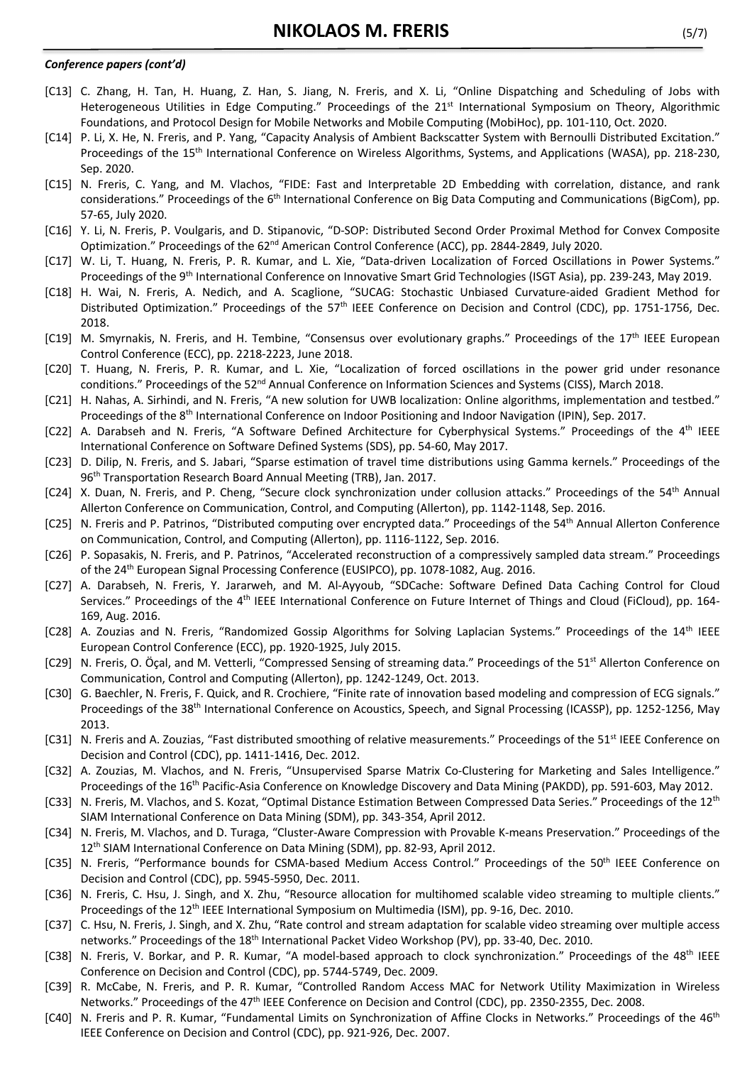***Conference papers (cont'd)***

[C13] C. Zhang, H. Tan, H. Huang, Z. Han, S. Jiang, N. Freris, and X. Li, "Online Dispatching and Scheduling of Jobs with Heterogeneous Utilities in Edge Computing." Proceedings of the 21st International Symposium on Theory, Algorithmic Foundations, and Protocol Design for Mobile Networks and Mobile Computing (MobiHoc), pp. 101-110, Oct. 2020.

[C14] P. Li, X. He, N. Freris, and P. Yang, "Capacity Analysis of Ambient Backscatter System with Bernoulli Distributed Excitation." Proceedings of the 15th International Conference on Wireless Algorithms, Systems, and Applications (WASA), pp. 218-230, Sep. 2020.

[C15] N. Freris, C. Yang, and M. Vlachos, "FIDE: Fast and Interpretable 2D Embedding with correlation, distance, and rank considerations." Proceedings of the 6th International Conference on Big Data Computing and Communications (BigCom), pp. 57-65, July 2020.

[C16] Y. Li, N. Freris, P. Voulgaris, and D. Stipanovic, "D-SOP: Distributed Second Order Proximal Method for Convex Composite Optimization." Proceedings of the 62nd American Control Conference (ACC), pp. 2844-2849, July 2020.

[C17] W. Li, T. Huang, N. Freris, P. R. Kumar, and L. Xie, "Data-driven Localization of Forced Oscillations in Power Systems." Proceedings of the 9th International Conference on Innovative Smart Grid Technologies (ISGT Asia), pp. 239-243, May 2019.

[C18] H. Wai, N. Freris, A. Nedich, and A. Scaglione, "SUCAG: Stochastic Unbiased Curvature-aided Gradient Method for Distributed Optimization." Proceedings of the 57th IEEE Conference on Decision and Control (CDC), pp. 1751-1756, Dec. 2018.

[C19] M. Smyrnakis, N. Freris, and H. Tembine, "Consensus over evolutionary graphs." Proceedings of the 17th IEEE European Control Conference (ECC), pp. 2218-2223, June 2018.

[C20] T. Huang, N. Freris, P. R. Kumar, and L. Xie, "Localization of forced oscillations in the power grid under resonance conditions." Proceedings of the 52nd Annual Conference on Information Sciences and Systems (CISS), March 2018.

[C21] H. Nahas, A. Sirhindi, and N. Freris, "A new solution for UWB localization: Online algorithms, implementation and testbed." Proceedings of the 8th International Conference on Indoor Positioning and Indoor Navigation (IPIN), Sep. 2017.

[C22] A. Darabseh and N. Freris, "A Software Defined Architecture for Cyberphysical Systems." Proceedings of the 4th IEEE International Conference on Software Defined Systems (SDS), pp. 54-60, May 2017.

[C23] D. Dilip, N. Freris, and S. Jabari, "Sparse estimation of travel time distributions using Gamma kernels." Proceedings of the 96th Transportation Research Board Annual Meeting (TRB), Jan. 2017.

[C24] X. Duan, N. Freris, and P. Cheng, "Secure clock synchronization under collusion attacks." Proceedings of the 54th Annual Allerton Conference on Communication, Control, and Computing (Allerton), pp. 1142-1148, Sep. 2016.

[C25] N. Freris and P. Patrinos, "Distributed computing over encrypted data." Proceedings of the 54th Annual Allerton Conference on Communication, Control, and Computing (Allerton), pp. 1116-1122, Sep. 2016.

[C26] P. Sopasakis, N. Freris, and P. Patrinos, "Accelerated reconstruction of a compressively sampled data stream." Proceedings of the 24th European Signal Processing Conference (EUSIPCO), pp. 1078-1082, Aug. 2016.

[C27] A. Darabseh, N. Freris, Y. Jararweh, and M. Al-Ayyoub, "SDCache: Software Defined Data Caching Control for Cloud Services." Proceedings of the 4th IEEE International Conference on Future Internet of Things and Cloud (FiCloud), pp. 164-169, Aug. 2016.

[C28] A. Zouzias and N. Freris, "Randomized Gossip Algorithms for Solving Laplacian Systems." Proceedings of the 14th IEEE European Control Conference (ECC), pp. 1920-1925, July 2015.

[C29] N. Freris, O. Öçal, and M. Vetterli, "Compressed Sensing of streaming data." Proceedings of the 51st Allerton Conference on Communication, Control and Computing (Allerton), pp. 1242-1249, Oct. 2013.

[C30] G. Baechler, N. Freris, F. Quick, and R. Crochiere, "Finite rate of innovation based modeling and compression of ECG signals." Proceedings of the 38th International Conference on Acoustics, Speech, and Signal Processing (ICASSP), pp. 1252-1256, May 2013.

[C31] N. Freris and A. Zouzias, "Fast distributed smoothing of relative measurements." Proceedings of the 51st IEEE Conference on Decision and Control (CDC), pp. 1411-1416, Dec. 2012.

[C32] A. Zouzias, M. Vlachos, and N. Freris, "Unsupervised Sparse Matrix Co-Clustering for Marketing and Sales Intelligence." Proceedings of the 16th Pacific-Asia Conference on Knowledge Discovery and Data Mining (PAKDD), pp. 591-603, May 2012.

[C33] N. Freris, M. Vlachos, and S. Kozat, "Optimal Distance Estimation Between Compressed Data Series." Proceedings of the 12th SIAM International Conference on Data Mining (SDM), pp. 343-354, April 2012.

[C34] N. Freris, M. Vlachos, and D. Turaga, "Cluster-Aware Compression with Provable K-means Preservation." Proceedings of the 12th SIAM International Conference on Data Mining (SDM), pp. 82-93, April 2012.

[C35] N. Freris, "Performance bounds for CSMA-based Medium Access Control." Proceedings of the 50th IEEE Conference on Decision and Control (CDC), pp. 5945-5950, Dec. 2011.

[C36] N. Freris, C. Hsu, J. Singh, and X. Zhu, "Resource allocation for multihomed scalable video streaming to multiple clients." Proceedings of the 12th IEEE International Symposium on Multimedia (ISM), pp. 9-16, Dec. 2010.

[C37] C. Hsu, N. Freris, J. Singh, and X. Zhu, "Rate control and stream adaptation for scalable video streaming over multiple access networks." Proceedings of the 18th International Packet Video Workshop (PV), pp. 33-40, Dec. 2010.

[C38] N. Freris, V. Borkar, and P. R. Kumar, "A model-based approach to clock synchronization." Proceedings of the 48th IEEE Conference on Decision and Control (CDC), pp. 5744-5749, Dec. 2009.

[C39] R. McCabe, N. Freris, and P. R. Kumar, "Controlled Random Access MAC for Network Utility Maximization in Wireless Networks." Proceedings of the 47th IEEE Conference on Decision and Control (CDC), pp. 2350-2355, Dec. 2008.

[C40] N. Freris and P. R. Kumar, "Fundamental Limits on Synchronization of Affine Clocks in Networks." Proceedings of the 46th IEEE Conference on Decision and Control (CDC), pp. 921-926, Dec. 2007.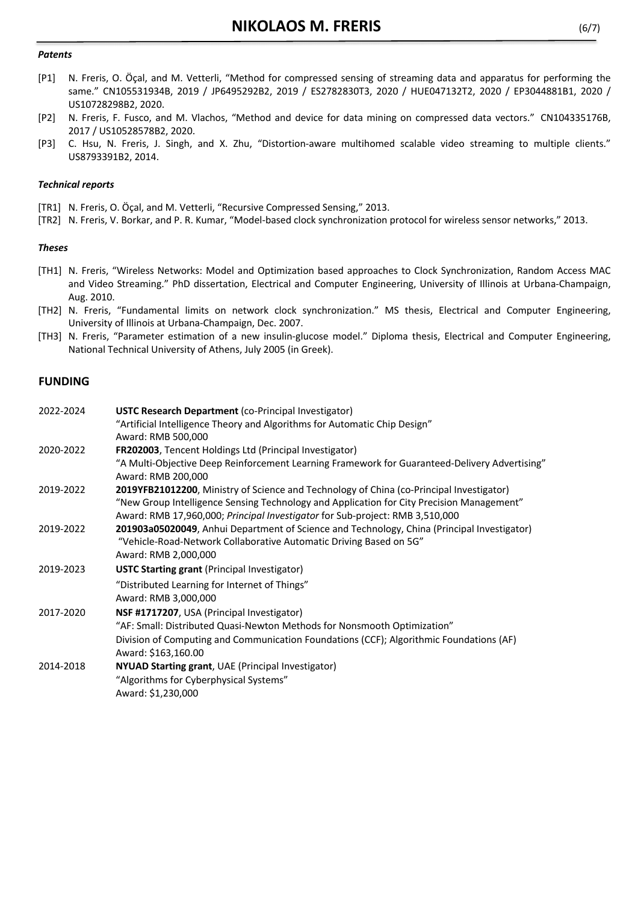### *Patents*

- [P1] N. Freris, O. Öçal, and M. Vetterli, "Method for compressed sensing of streaming data and apparatus for performing the same." CN105531934B, 2019 / JP6495292B2, 2019 / ES2782830T3, 2020 / HUE047132T2, 2020 / EP3044881B1, 2020 / US10728298B2, 2020.
- [P2] N. Freris, F. Fusco, and M. Vlachos, "Method and device for data mining on compressed data vectors." CN104335176B, 2017 / US10528578B2, 2020.
- [P3] C. Hsu, N. Freris, J. Singh, and X. Zhu, "Distortion-aware multihomed scalable video streaming to multiple clients." US8793391B2, 2014.

### *Technical reports*

- [TR1] N. Freris, O. Öçal, and M. Vetterli, "Recursive Compressed Sensing," 2013.
- [TR2] N. Freris, V. Borkar, and P. R. Kumar, "Model-based clock synchronization protocol for wireless sensor networks," 2013.

### *Theses*

- [TH1] N. Freris, "Wireless Networks: Model and Optimization based approaches to Clock Synchronization, Random Access MAC and Video Streaming." PhD dissertation, Electrical and Computer Engineering, University of Illinois at Urbana-Champaign, Aug. 2010.
- [TH2] N. Freris, "Fundamental limits on network clock synchronization." MS thesis, Electrical and Computer Engineering, University of Illinois at Urbana-Champaign, Dec. 2007.
- [TH3] N. Freris, "Parameter estimation of a new insulin-glucose model." Diploma thesis, Electrical and Computer Engineering, National Technical University of Athens, July 2005 (in Greek).

## FUNDING

2022-2024 — **USTC Research Department** (co-Principal Investigator)
"Artificial Intelligence Theory and Algorithms for Automatic Chip Design"
Award: RMB 500,000

2020-2022 — **FR202003**, Tencent Holdings Ltd (Principal Investigator)
"A Multi-Objective Deep Reinforcement Learning Framework for Guaranteed-Delivery Advertising"
Award: RMB 200,000

2019-2022 — **2019YFB21012200**, Ministry of Science and Technology of China (co-Principal Investigator)
"New Group Intelligence Sensing Technology and Application for City Precision Management"
Award: RMB 17,960,000; *Principal Investigator* for Sub-project: RMB 3,510,000

2019-2022 — **201903a05020049**, Anhui Department of Science and Technology, China (Principal Investigator)
"Vehicle-Road-Network Collaborative Automatic Driving Based on 5G"
Award: RMB 2,000,000

2019-2023 — **USTC Starting grant** (Principal Investigator)
"Distributed Learning for Internet of Things"
Award: RMB 3,000,000

2017-2020 — **NSF #1717207**, USA (Principal Investigator)
"AF: Small: Distributed Quasi-Newton Methods for Nonsmooth Optimization"
Division of Computing and Communication Foundations (CCF); Algorithmic Foundations (AF)
Award: $163,160.00

2014-2018 — **NYUAD Starting grant**, UAE (Principal Investigator)
"Algorithms for Cyberphysical Systems"
Award: $1,230,000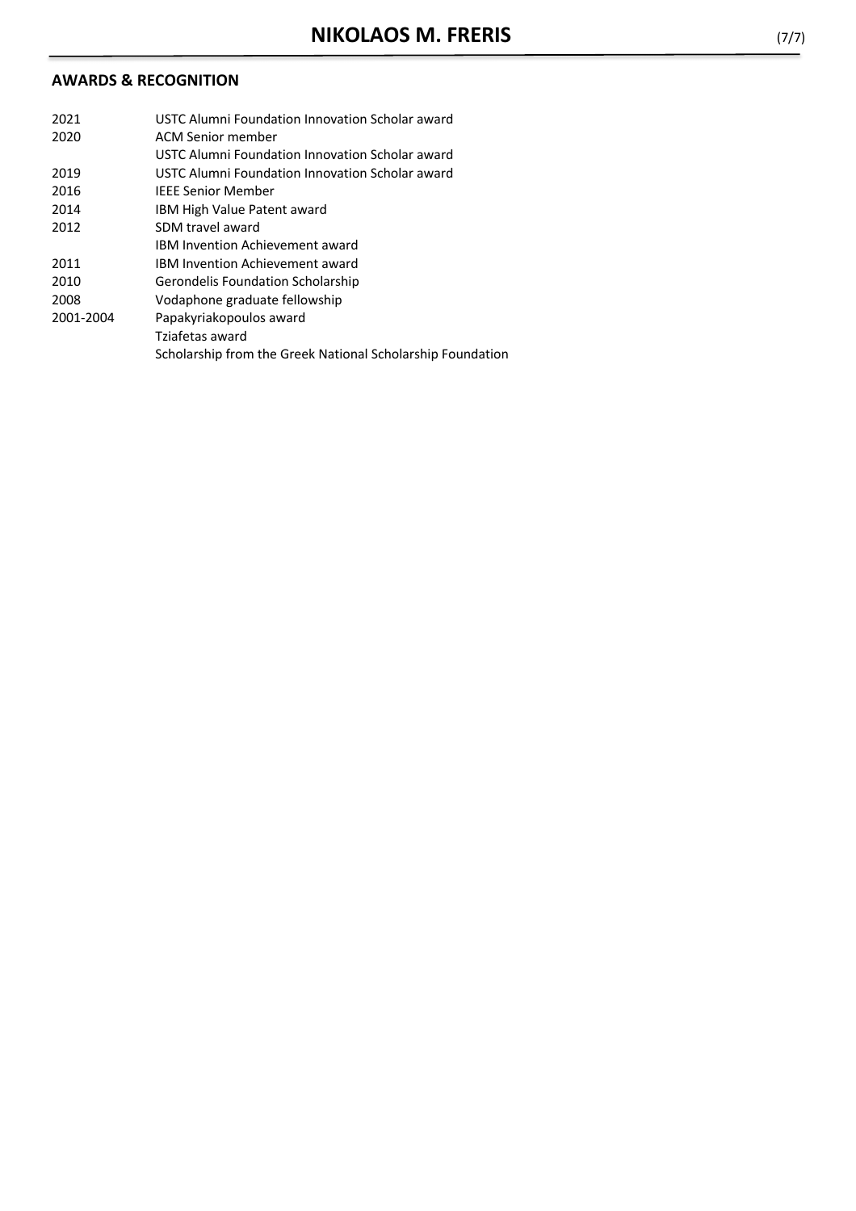## AWARDS & RECOGNITION

| | |
|---|---|
| 2021 | USTC Alumni Foundation Innovation Scholar award |
| 2020 | ACM Senior member |
| | USTC Alumni Foundation Innovation Scholar award |
| 2019 | USTC Alumni Foundation Innovation Scholar award |
| 2016 | IEEE Senior Member |
| 2014 | IBM High Value Patent award |
| 2012 | SDM travel award |
| | IBM Invention Achievement award |
| 2011 | IBM Invention Achievement award |
| 2010 | Gerondelis Foundation Scholarship |
| 2008 | Vodaphone graduate fellowship |
| 2001-2004 | Papakyriakopoulos award |
| | Tziafetas award |
| | Scholarship from the Greek National Scholarship Foundation |